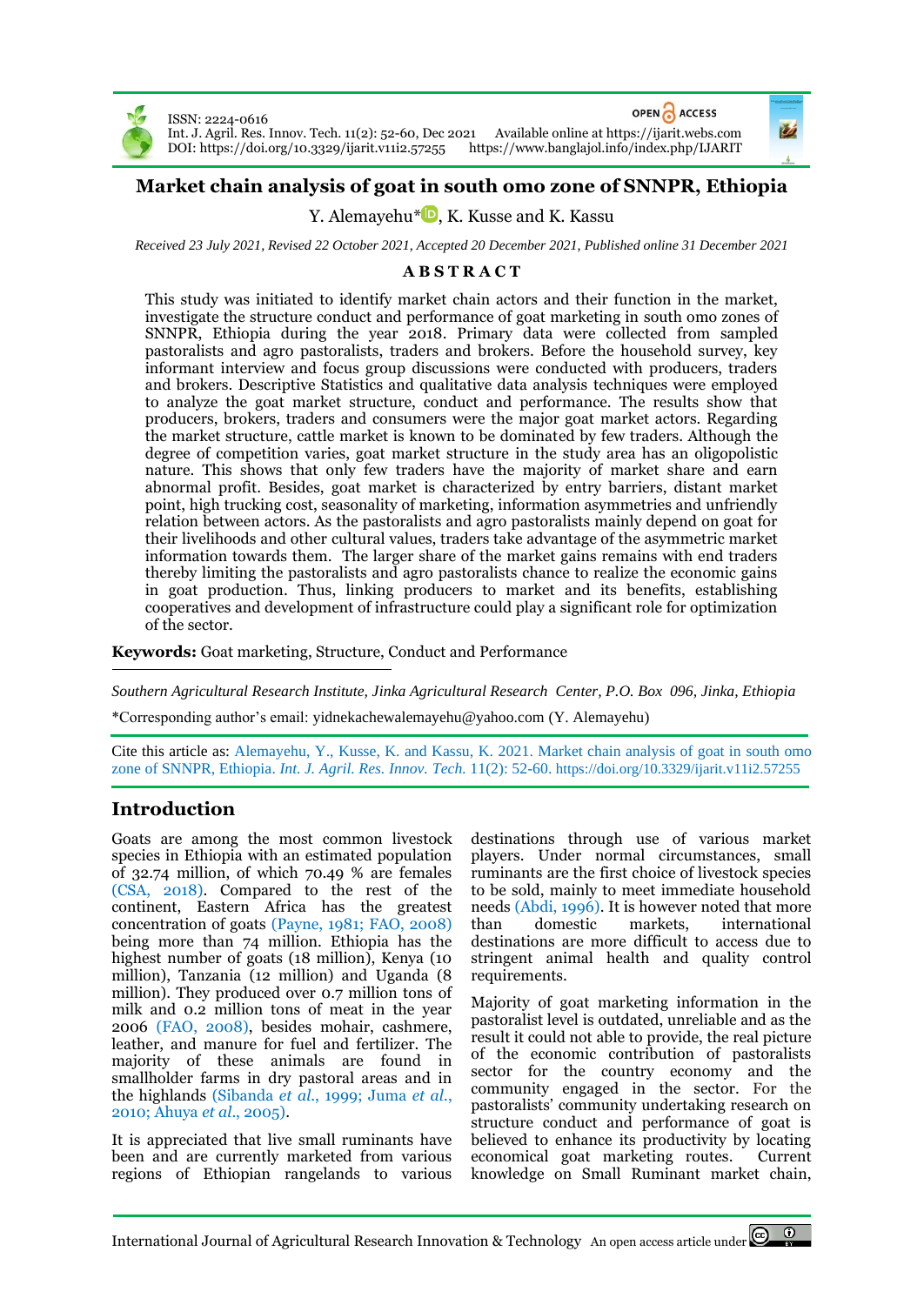ISSN: 2224-0616
Int. J. Agril. Res. Innov. Tech. 11(2): 52-60, Dec 2021
DOI: https://doi.org/10.3329/ijarit.v11i2.57255

OPEN ACCESS
Available online at https://ijarit.webs.com
https://www.banglajol.info/index.php/IJARIT

# Market chain analysis of goat in south omo zone of SNNPR, Ethiopia

Y. Alemayehu*, K. Kusse and K. Kassu

*Received 23 July 2021, Revised 22 October 2021, Accepted 20 December 2021, Published online 31 December 2021*

## ABSTRACT

This study was initiated to identify market chain actors and their function in the market, investigate the structure conduct and performance of goat marketing in south omo zones of SNNPR, Ethiopia during the year 2018. Primary data were collected from sampled pastoralists and agro pastoralists, traders and brokers. Before the household survey, key informant interview and focus group discussions were conducted with producers, traders and brokers. Descriptive Statistics and qualitative data analysis techniques were employed to analyze the goat market structure, conduct and performance. The results show that producers, brokers, traders and consumers were the major goat market actors. Regarding the market structure, cattle market is known to be dominated by few traders. Although the degree of competition varies, goat market structure in the study area has an oligopolistic nature. This shows that only few traders have the majority of market share and earn abnormal profit. Besides, goat market is characterized by entry barriers, distant market point, high trucking cost, seasonality of marketing, information asymmetries and unfriendly relation between actors. As the pastoralists and agro pastoralists mainly depend on goat for their livelihoods and other cultural values, traders take advantage of the asymmetric market information towards them. The larger share of the market gains remains with end traders thereby limiting the pastoralists and agro pastoralists chance to realize the economic gains in goat production. Thus, linking producers to market and its benefits, establishing cooperatives and development of infrastructure could play a significant role for optimization of the sector.

**Keywords:** Goat marketing, Structure, Conduct and Performance

*Southern Agricultural Research Institute, Jinka Agricultural Research Center, P.O. Box 096, Jinka, Ethiopia*

*Corresponding author's email: yidnekachewalemayehu@yahoo.com (Y. Alemayehu)

Cite this article as: Alemayehu, Y., Kusse, K. and Kassu, K. 2021. Market chain analysis of goat in south omo zone of SNNPR, Ethiopia. *Int. J. Agril. Res. Innov. Tech.* 11(2): 52-60. https://doi.org/10.3329/ijarit.v11i2.57255

## Introduction

Goats are among the most common livestock species in Ethiopia with an estimated population of 32.74 million, of which 70.49 % are females (CSA, 2018). Compared to the rest of the continent, Eastern Africa has the greatest concentration of goats (Payne, 1981; FAO, 2008) being more than 74 million. Ethiopia has the highest number of goats (18 million), Kenya (10 million), Tanzania (12 million) and Uganda (8 million). They produced over 0.7 million tons of milk and 0.2 million tons of meat in the year 2006 (FAO, 2008), besides mohair, cashmere, leather, and manure for fuel and fertilizer. The majority of these animals are found in smallholder farms in dry pastoral areas and in the highlands (Sibanda *et al.*, 1999; Juma *et al.*, 2010; Ahuya *et al.*, 2005).

It is appreciated that live small ruminants have been and are currently marketed from various regions of Ethiopian rangelands to various destinations through use of various market players. Under normal circumstances, small ruminants are the first choice of livestock species to be sold, mainly to meet immediate household needs (Abdi, 1996). It is however noted that more than domestic markets, international destinations are more difficult to access due to stringent animal health and quality control requirements.

Majority of goat marketing information in the pastoralist level is outdated, unreliable and as the result it could not able to provide, the real picture of the economic contribution of pastoralists sector for the country economy and the community engaged in the sector. For the pastoralists' community undertaking research on structure conduct and performance of goat is believed to enhance its productivity by locating economical goat marketing routes. Current knowledge on Small Ruminant market chain,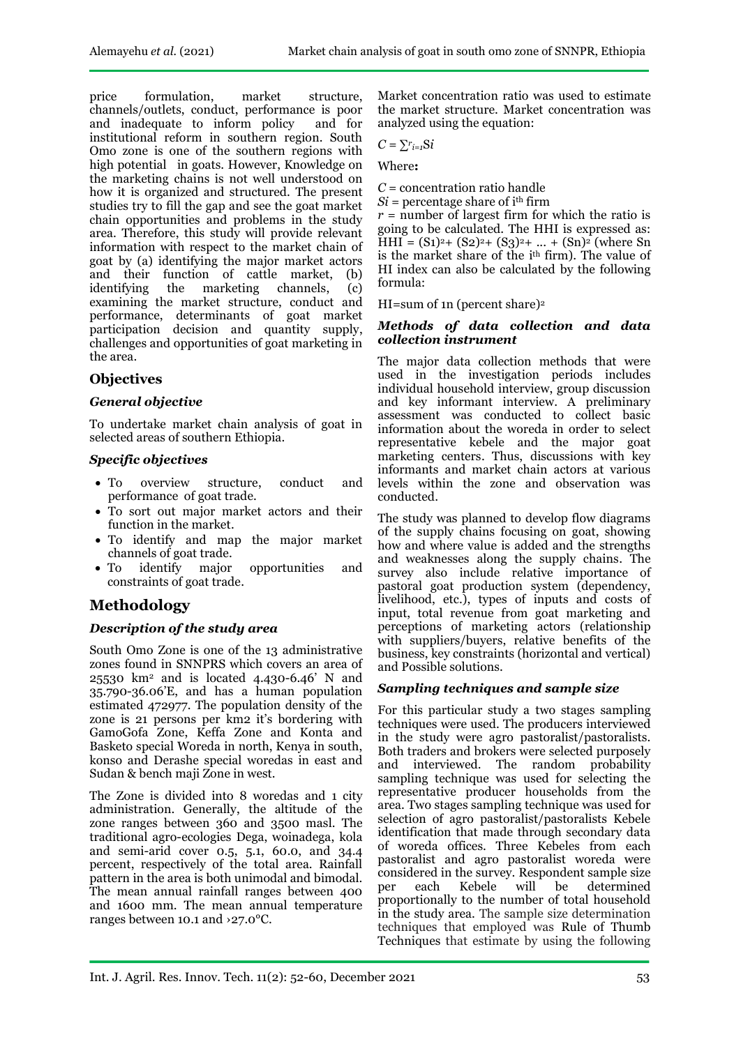price formulation, market structure, channels/outlets, conduct, performance is poor and inadequate to inform policy and for institutional reform in southern region. South Omo zone is one of the southern regions with high potential in goats. However, Knowledge on the marketing chains is not well understood on how it is organized and structured. The present studies try to fill the gap and see the goat market chain opportunities and problems in the study area. Therefore, this study will provide relevant information with respect to the market chain of goat by (a) identifying the major market actors and their function of cattle market, (b) identifying the marketing channels, (c) examining the market structure, conduct and performance, determinants of goat market participation decision and quantity supply, challenges and opportunities of goat marketing in the area.

## Objectives

### *General objective*

To undertake market chain analysis of goat in selected areas of southern Ethiopia.

### *Specific objectives*

- To overview structure, conduct and performance of goat trade.
- To sort out major market actors and their function in the market.
- To identify and map the major market channels of goat trade.
- To identify major opportunities and constraints of goat trade.

## Methodology

### *Description of the study area*

South Omo Zone is one of the 13 administrative zones found in SNNPRS which covers an area of 25530 km$^2$ and is located 4.430-6.46' N and 35.790-36.06'E, and has a human population estimated 472977. The population density of the zone is 21 persons per km2 it's bordering with GamoGofa Zone, Keffa Zone and Konta and Basketo special Woreda in north, Kenya in south, konso and Derashe special woredas in east and Sudan & bench maji Zone in west.

The Zone is divided into 8 woredas and 1 city administration. Generally, the altitude of the zone ranges between 360 and 3500 masl. The traditional agro-ecologies Dega, woinadega, kola and semi-arid cover 0.5, 5.1, 60.0, and 34.4 percent, respectively of the total area. Rainfall pattern in the area is both unimodal and bimodal. The mean annual rainfall ranges between 400 and 1600 mm. The mean annual temperature ranges between 10.1 and ›27.0°C.

Market concentration ratio was used to estimate the market structure. Market concentration was analyzed using the equation:

$$C = \sum_{i=1}^{r} Si$$

Where**:**

$C$ = concentration ratio handle
$Si$ = percentage share of i$^{th}$ firm
$r$ = number of largest firm for which the ratio is going to be calculated. The HHI is expressed as: HHI = $(S1)^2 + (S2)^2 + (S3)^2 + \ldots + (Sn)^2$ (where Sn is the market share of the i$^{th}$ firm). The value of HI index can also be calculated by the following formula:

HI=sum of 1n (percent share)$^2$

### *Methods of data collection and data collection instrument*

The major data collection methods that were used in the investigation periods includes individual household interview, group discussion and key informant interview. A preliminary assessment was conducted to collect basic information about the woreda in order to select representative kebele and the major goat marketing centers. Thus, discussions with key informants and market chain actors at various levels within the zone and observation was conducted.

The study was planned to develop flow diagrams of the supply chains focusing on goat, showing how and where value is added and the strengths and weaknesses along the supply chains. The survey also include relative importance of pastoral goat production system (dependency, livelihood, etc.), types of inputs and costs of input, total revenue from goat marketing and perceptions of marketing actors (relationship with suppliers/buyers, relative benefits of the business, key constraints (horizontal and vertical) and Possible solutions.

### *Sampling techniques and sample size*

For this particular study a two stages sampling techniques were used. The producers interviewed in the study were agro pastoralist/pastoralists. Both traders and brokers were selected purposely and interviewed. The random probability sampling technique was used for selecting the representative producer households from the area. Two stages sampling technique was used for selection of agro pastoralist/pastoralists Kebele identification that made through secondary data of woreda offices. Three Kebeles from each pastoralist and agro pastoralist woreda were considered in the survey. Respondent sample size per each Kebele will be determined proportionally to the number of total household in the study area. The sample size determination techniques that employed was Rule of Thumb Techniques that estimate by using the following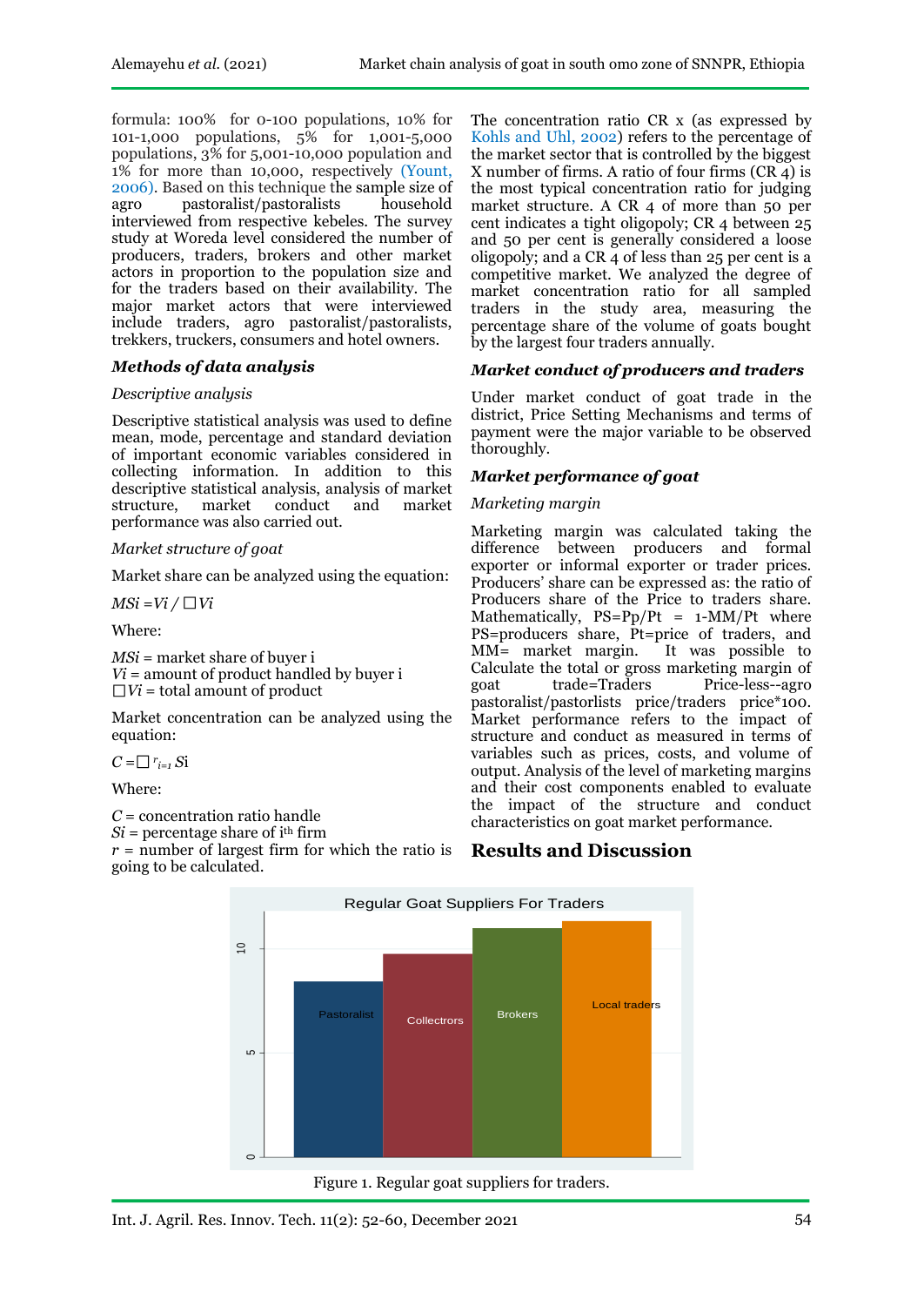formula: 100% for 0-100 populations, 10% for 101-1,000 populations, 5% for 1,001-5,000 populations, 3% for 5,001-10,000 population and 1% for more than 10,000, respectively (Yount, 2006). Based on this technique the sample size of agro pastoralist/pastoralists household interviewed from respective kebeles. The survey study at Woreda level considered the number of producers, traders, brokers and other market actors in proportion to the population size and for the traders based on their availability. The major market actors that were interviewed include traders, agro pastoralist/pastoralists, trekkers, truckers, consumers and hotel owners.

### *Methods of data analysis*

*Descriptive analysis*

Descriptive statistical analysis was used to define mean, mode, percentage and standard deviation of important economic variables considered in collecting information. In addition to this descriptive statistical analysis, analysis of market structure, market conduct and market performance was also carried out.

*Market structure of goat*

Market share can be analyzed using the equation:

$$MSi = Vi / \sum Vi$$

Where:

$MSi$ = market share of buyer i
$Vi$ = amount of product handled by buyer i
$\sum Vi$ = total amount of product

Market concentration can be analyzed using the equation:

$$C = \sum_{i=1}^{r} Si$$

Where:

$C$ = concentration ratio handle
$Si$ = percentage share of $i^{th}$ firm
$r$ = number of largest firm for which the ratio is going to be calculated.

The concentration ratio CR x (as expressed by Kohls and Uhl, 2002) refers to the percentage of the market sector that is controlled by the biggest X number of firms. A ratio of four firms (CR 4) is the most typical concentration ratio for judging market structure. A CR 4 of more than 50 per cent indicates a tight oligopoly; CR 4 between 25 and 50 per cent is generally considered a loose oligopoly; and a CR 4 of less than 25 per cent is a competitive market. We analyzed the degree of market concentration ratio for all sampled traders in the study area, measuring the percentage share of the volume of goats bought by the largest four traders annually.

### *Market conduct of producers and traders*

Under market conduct of goat trade in the district, Price Setting Mechanisms and terms of payment were the major variable to be observed thoroughly.

### *Market performance of goat*

*Marketing margin*

Marketing margin was calculated taking the difference between producers and formal exporter or informal exporter or trader prices. Producers' share can be expressed as: the ratio of Producers share of the Price to traders share. Mathematically, $PS=Pp/Pt = 1-MM/Pt$ where PS=producers share, Pt=price of traders, and MM= market margin. It was possible to Calculate the total or gross marketing margin of goat trade=Traders Price-less--agro pastoralist/pastorlists price/traders price*100. Market performance refers to the impact of structure and conduct as measured in terms of variables such as prices, costs, and volume of output. Analysis of the level of marketing margins and their cost components enabled to evaluate the impact of the structure and conduct characteristics on goat market performance.

## Results and Discussion

Figure 1. Regular goat suppliers for traders.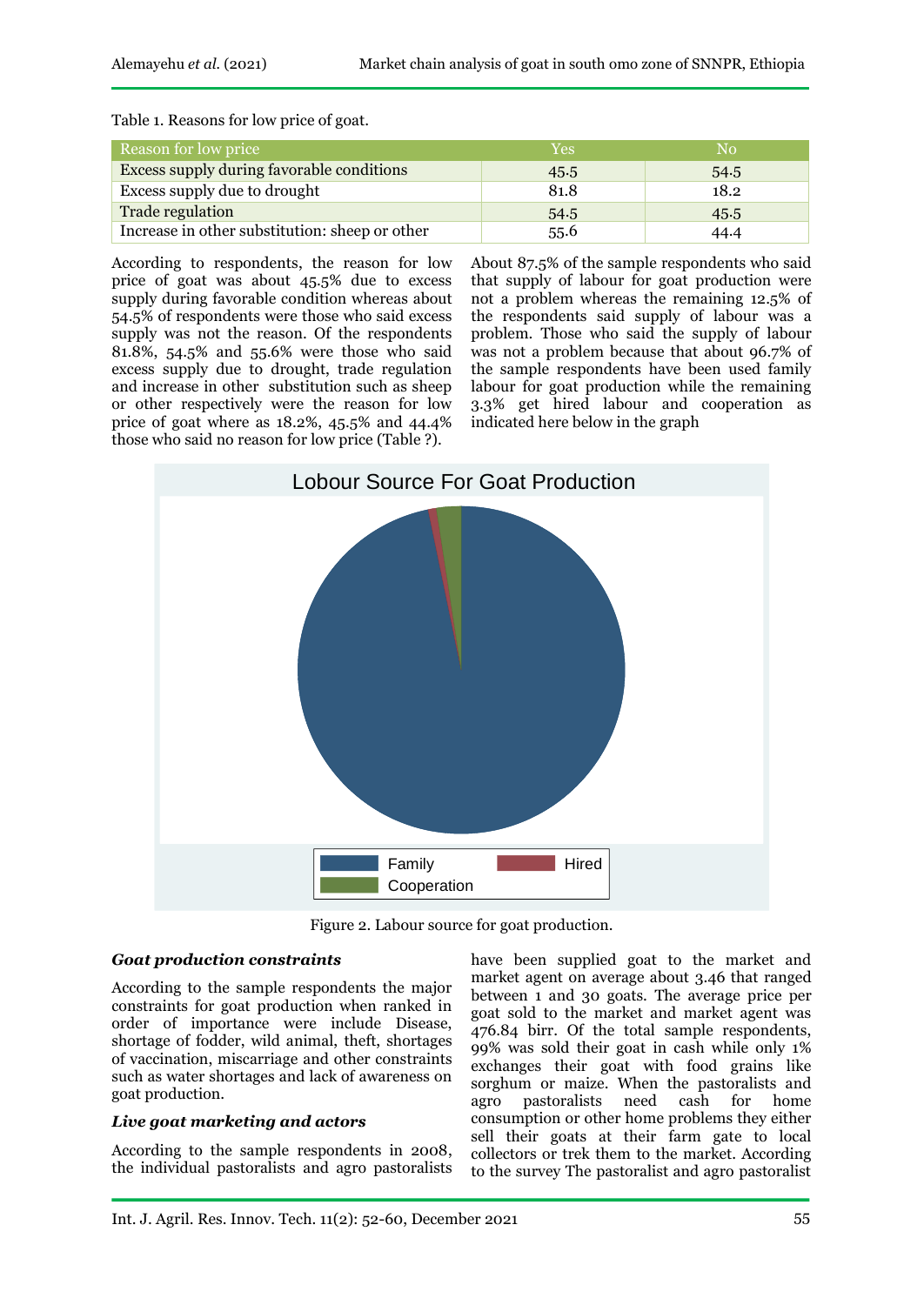Table 1. Reasons for low price of goat.

| Reason for low price | Yes | No |
|---|---|---|
| Excess supply during favorable conditions | 45.5 | 54.5 |
| Excess supply due to drought | 81.8 | 18.2 |
| Trade regulation | 54.5 | 45.5 |
| Increase in other substitution: sheep or other | 55.6 | 44.4 |

According to respondents, the reason for low price of goat was about 45.5% due to excess supply during favorable condition whereas about 54.5% of respondents were those who said excess supply was not the reason. Of the respondents 81.8%, 54.5% and 55.6% were those who said excess supply due to drought, trade regulation and increase in other substitution such as sheep or other respectively were the reason for low price of goat where as 18.2%, 45.5% and 44.4% those who said no reason for low price (Table ?).

About 87.5% of the sample respondents who said that supply of labour for goat production were not a problem whereas the remaining 12.5% of the respondents said supply of labour was a problem. Those who said the supply of labour was not a problem because that about 96.7% of the sample respondents have been used family labour for goat production while the remaining 3.3% get hired labour and cooperation as indicated here below in the graph

Figure 2. Labour source for goat production.

### *Goat production constraints*

According to the sample respondents the major constraints for goat production when ranked in order of importance were include Disease, shortage of fodder, wild animal, theft, shortages of vaccination, miscarriage and other constraints such as water shortages and lack of awareness on goat production.

### *Live goat marketing and actors*

According to the sample respondents in 2008, the individual pastoralists and agro pastoralists have been supplied goat to the market and market agent on average about 3.46 that ranged between 1 and 30 goats. The average price per goat sold to the market and market agent was 476.84 birr. Of the total sample respondents, 99% was sold their goat in cash while only 1% exchanges their goat with food grains like sorghum or maize. When the pastoralists and agro pastoralists need cash for home consumption or other home problems they either sell their goats at their farm gate to local collectors or trek them to the market. According to the survey The pastoralist and agro pastoralist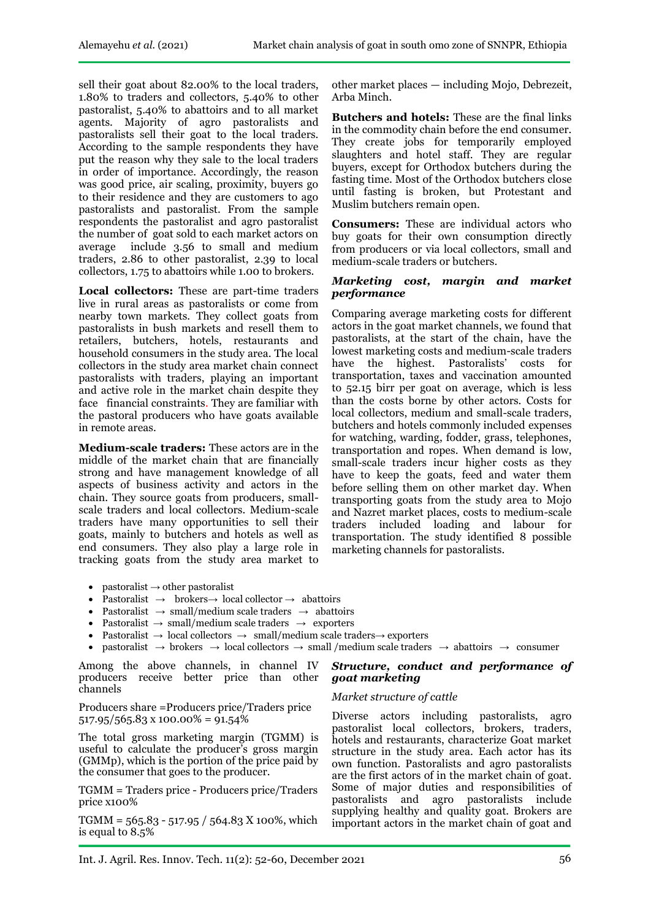sell their goat about 82.00% to the local traders, 1.80% to traders and collectors, 5.40% to other pastoralist, 5.40% to abattoirs and to all market agents. Majority of agro pastoralists and pastoralists sell their goat to the local traders. According to the sample respondents they have put the reason why they sale to the local traders in order of importance. Accordingly, the reason was good price, air scaling, proximity, buyers go to their residence and they are customers to ago pastoralists and pastoralist. From the sample respondents the pastoralist and agro pastoralist the number of goat sold to each market actors on average include 3.56 to small and medium traders, 2.86 to other pastoralist, 2.39 to local collectors, 1.75 to abattoirs while 1.00 to brokers.

**Local collectors:** These are part-time traders live in rural areas as pastoralists or come from nearby town markets. They collect goats from pastoralists in bush markets and resell them to retailers, butchers, hotels, restaurants and household consumers in the study area. The local collectors in the study area market chain connect pastoralists with traders, playing an important and active role in the market chain despite they face financial constraints. They are familiar with the pastoral producers who have goats available in remote areas.

**Medium-scale traders:** These actors are in the middle of the market chain that are financially strong and have management knowledge of all aspects of business activity and actors in the chain. They source goats from producers, small-scale traders and local collectors. Medium-scale traders have many opportunities to sell their goats, mainly to butchers and hotels as well as end consumers. They also play a large role in tracking goats from the study area market to other market places — including Mojo, Debrezeit, Arba Minch.

**Butchers and hotels:** These are the final links in the commodity chain before the end consumer. They create jobs for temporarily employed slaughters and hotel staff. They are regular buyers, except for Orthodox butchers during the fasting time. Most of the Orthodox butchers close until fasting is broken, but Protestant and Muslim butchers remain open.

**Consumers:** These are individual actors who buy goats for their own consumption directly from producers or via local collectors, small and medium-scale traders or butchers.

### *Marketing cost, margin and market performance*

Comparing average marketing costs for different actors in the goat market channels, we found that pastoralists, at the start of the chain, have the lowest marketing costs and medium-scale traders have the highest. Pastoralists' costs for transportation, taxes and vaccination amounted to 52.15 birr per goat on average, which is less than the costs borne by other actors. Costs for local collectors, medium and small-scale traders, butchers and hotels commonly included expenses for watching, warding, fodder, grass, telephones, transportation and ropes. When demand is low, small-scale traders incur higher costs as they have to keep the goats, feed and water them before selling them on other market day. When transporting goats from the study area to Mojo and Nazret market places, costs to medium-scale traders included loading and labour for transportation. The study identified 8 possible marketing channels for pastoralists.

- pastoralist → other pastoralist
- Pastoralist → brokers→ local collector → abattoirs
- Pastoralist → small/medium scale traders → abattoirs
- Pastoralist → small/medium scale traders → exporters
- Pastoralist → local collectors → small/medium scale traders→ exporters
- pastoralist → brokers → local collectors → small /medium scale traders → abattoirs → consumer

Among the above channels, in channel IV producers receive better price than other channels

Producers share =Producers price/Traders price 517.95/565.83 x 100.00% = 91.54%

The total gross marketing margin (TGMM) is useful to calculate the producer's gross margin (GMMp), which is the portion of the price paid by the consumer that goes to the producer.

TGMM = Traders price - Producers price/Traders price x100%

TGMM = 565.83 - 517.95 / 564.83 X 100%, which is equal to 8.5%

### *Structure, conduct and performance of goat marketing*

*Market structure of cattle*

Diverse actors including pastoralists, agro pastoralist local collectors, brokers, traders, hotels and restaurants, characterize Goat market structure in the study area. Each actor has its own function. Pastoralists and agro pastoralists are the first actors of in the market chain of goat. Some of major duties and responsibilities of pastoralists and agro pastoralists include supplying healthy and quality goat. Brokers are important actors in the market chain of goat and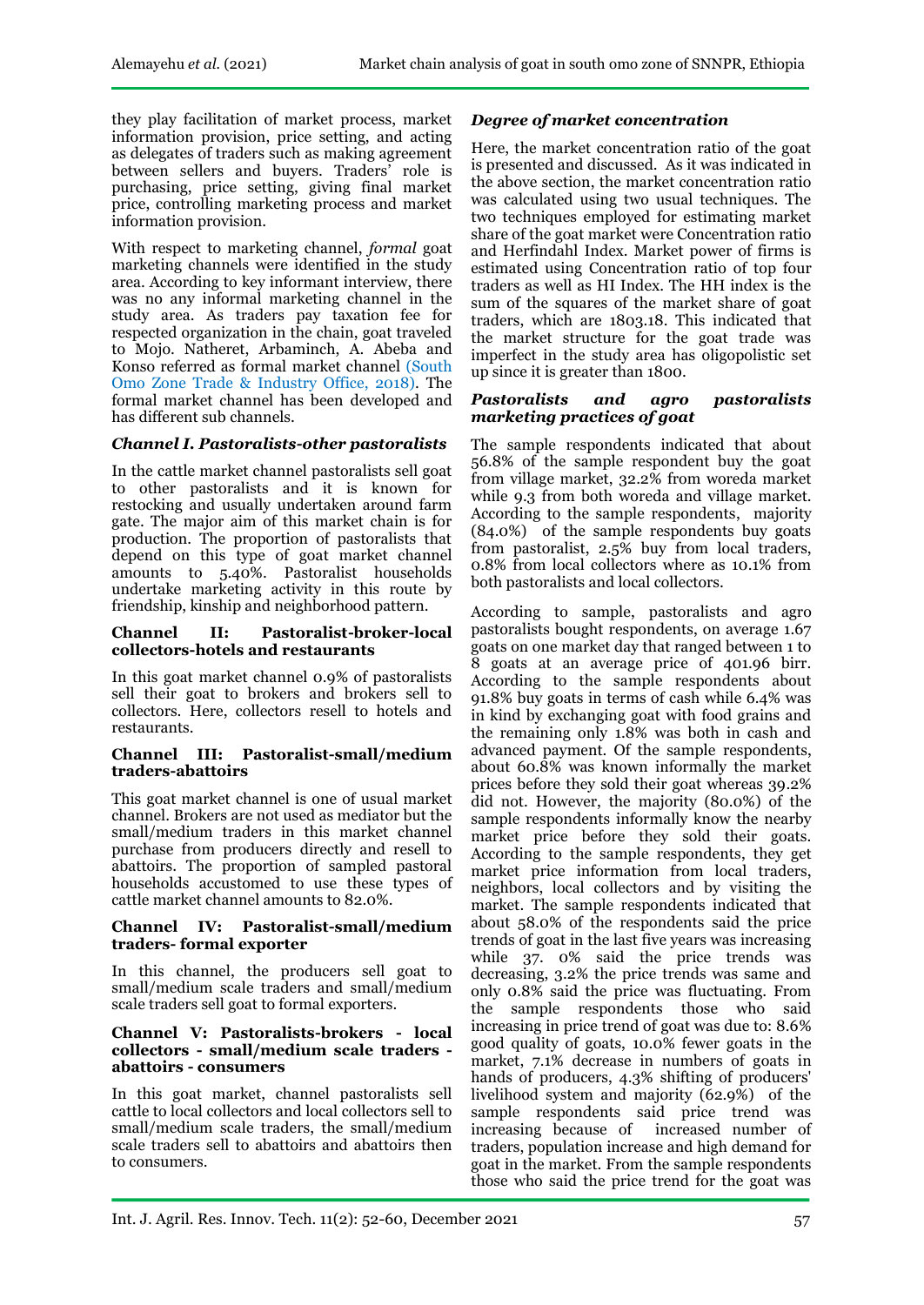they play facilitation of market process, market information provision, price setting, and acting as delegates of traders such as making agreement between sellers and buyers. Traders' role is purchasing, price setting, giving final market price, controlling marketing process and market information provision.

With respect to marketing channel, *formal* goat marketing channels were identified in the study area. According to key informant interview, there was no any informal marketing channel in the study area. As traders pay taxation fee for respected organization in the chain, goat traveled to Mojo. Natheret, Arbaminch, A. Abeba and Konso referred as formal market channel (South Omo Zone Trade & Industry Office, 2018). The formal market channel has been developed and has different sub channels.

### *Channel I. Pastoralists-other pastoralists*

In the cattle market channel pastoralists sell goat to other pastoralists and it is known for restocking and usually undertaken around farm gate. The major aim of this market chain is for production. The proportion of pastoralists that depend on this type of goat market channel amounts to 5.40%. Pastoralist households undertake marketing activity in this route by friendship, kinship and neighborhood pattern.

### Channel II: Pastoralist-broker-local collectors-hotels and restaurants

In this goat market channel 0.9% of pastoralists sell their goat to brokers and brokers sell to collectors. Here, collectors resell to hotels and restaurants.

### Channel III: Pastoralist-small/medium traders-abattoirs

This goat market channel is one of usual market channel. Brokers are not used as mediator but the small/medium traders in this market channel purchase from producers directly and resell to abattoirs. The proportion of sampled pastoral households accustomed to use these types of cattle market channel amounts to 82.0%.

### Channel IV: Pastoralist-small/medium traders- formal exporter

In this channel, the producers sell goat to small/medium scale traders and small/medium scale traders sell goat to formal exporters.

### Channel V: Pastoralists-brokers - local collectors - small/medium scale traders - abattoirs - consumers

In this goat market, channel pastoralists sell cattle to local collectors and local collectors sell to small/medium scale traders, the small/medium scale traders sell to abattoirs and abattoirs then to consumers.

### *Degree of market concentration*

Here, the market concentration ratio of the goat is presented and discussed. As it was indicated in the above section, the market concentration ratio was calculated using two usual techniques. The two techniques employed for estimating market share of the goat market were Concentration ratio and Herfindahl Index. Market power of firms is estimated using Concentration ratio of top four traders as well as HI Index. The HH index is the sum of the squares of the market share of goat traders, which are 1803.18. This indicated that the market structure for the goat trade was imperfect in the study area has oligopolistic set up since it is greater than 1800.

### *Pastoralists and agro pastoralists marketing practices of goat*

The sample respondents indicated that about 56.8% of the sample respondent buy the goat from village market, 32.2% from woreda market while 9.3 from both woreda and village market. According to the sample respondents, majority (84.0%) of the sample respondents buy goats from pastoralist, 2.5% buy from local traders, 0.8% from local collectors where as 10.1% from both pastoralists and local collectors.

According to sample, pastoralists and agro pastoralists bought respondents, on average 1.67 goats on one market day that ranged between 1 to 8 goats at an average price of 401.96 birr. According to the sample respondents about 91.8% buy goats in terms of cash while 6.4% was in kind by exchanging goat with food grains and the remaining only 1.8% was both in cash and advanced payment. Of the sample respondents, about 60.8% was known informally the market prices before they sold their goat whereas 39.2% did not. However, the majority (80.0%) of the sample respondents informally know the nearby market price before they sold their goats. According to the sample respondents, they get market price information from local traders, neighbors, local collectors and by visiting the market. The sample respondents indicated that about 58.0% of the respondents said the price trends of goat in the last five years was increasing while 37. 0% said the price trends was decreasing, 3.2% the price trends was same and only 0.8% said the price was fluctuating. From the sample respondents those who said increasing in price trend of goat was due to: 8.6% good quality of goats, 10.0% fewer goats in the market, 7.1% decrease in numbers of goats in hands of producers, 4.3% shifting of producers' livelihood system and majority (62.9%) of the sample respondents said price trend was increasing because of increased number of traders, population increase and high demand for goat in the market. From the sample respondents those who said the price trend for the goat was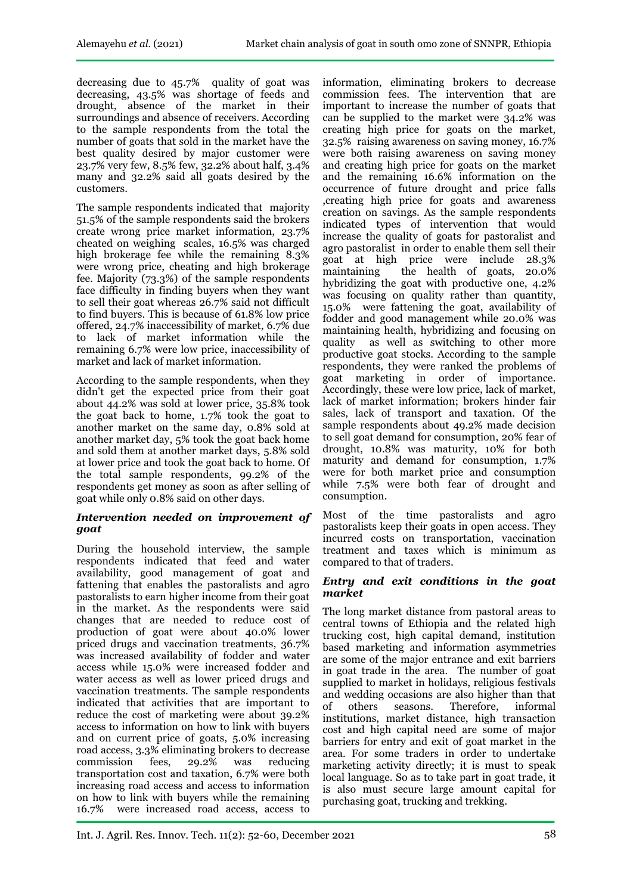decreasing due to 45.7% quality of goat was decreasing, 43.5% was shortage of feeds and drought, absence of the market in their surroundings and absence of receivers. According to the sample respondents from the total the number of goats that sold in the market have the best quality desired by major customer were 23.7% very few, 8.5% few, 32.2% about half, 3.4% many and 32.2% said all goats desired by the customers.

The sample respondents indicated that majority 51.5% of the sample respondents said the brokers create wrong price market information, 23.7% cheated on weighing scales, 16.5% was charged high brokerage fee while the remaining 8.3% were wrong price, cheating and high brokerage fee. Majority (73.3%) of the sample respondents face difficulty in finding buyers when they want to sell their goat whereas 26.7% said not difficult to find buyers. This is because of 61.8% low price offered, 24.7% inaccessibility of market, 6.7% due to lack of market information while the remaining 6.7% were low price, inaccessibility of market and lack of market information.

According to the sample respondents, when they didn't get the expected price from their goat about 44.2% was sold at lower price, 35.8% took the goat back to home, 1.7% took the goat to another market on the same day, 0.8% sold at another market day, 5% took the goat back home and sold them at another market days, 5.8% sold at lower price and took the goat back to home. Of the total sample respondents, 99.2% of the respondents get money as soon as after selling of goat while only 0.8% said on other days.

### *Intervention needed on improvement of goat*

During the household interview, the sample respondents indicated that feed and water availability, good management of goat and fattening that enables the pastoralists and agro pastoralists to earn higher income from their goat in the market. As the respondents were said changes that are needed to reduce cost of production of goat were about 40.0% lower priced drugs and vaccination treatments, 36.7% was increased availability of fodder and water access while 15.0% were increased fodder and water access as well as lower priced drugs and vaccination treatments. The sample respondents indicated that activities that are important to reduce the cost of marketing were about 39.2% access to information on how to link with buyers and on current price of goats, 5.0% increasing road access, 3.3% eliminating brokers to decrease commission fees, 29.2% was reducing transportation cost and taxation, 6.7% were both increasing road access and access to information on how to link with buyers while the remaining 16.7% were increased road access, access to information, eliminating brokers to decrease commission fees. The intervention that are important to increase the number of goats that can be supplied to the market were 34.2% was creating high price for goats on the market, 32.5% raising awareness on saving money, 16.7% were both raising awareness on saving money and creating high price for goats on the market and the remaining 16.6% information on the occurrence of future drought and price falls ,creating high price for goats and awareness creation on savings. As the sample respondents indicated types of intervention that would increase the quality of goats for pastoralist and agro pastoralist in order to enable them sell their goat at high price were include 28.3% maintaining the health of goats, 20.0% hybridizing the goat with productive one, 4.2% was focusing on quality rather than quantity, 15.0% were fattening the goat, availability of fodder and good management while 20.0% was maintaining health, hybridizing and focusing on quality as well as switching to other more productive goat stocks. According to the sample respondents, they were ranked the problems of goat marketing in order of importance. Accordingly, these were low price, lack of market, lack of market information; brokers hinder fair sales, lack of transport and taxation. Of the sample respondents about 49.2% made decision to sell goat demand for consumption, 20% fear of drought, 10.8% was maturity, 10% for both maturity and demand for consumption, 1.7% were for both market price and consumption while 7.5% were both fear of drought and consumption.

Most of the time pastoralists and agro pastoralists keep their goats in open access. They incurred costs on transportation, vaccination treatment and taxes which is minimum as compared to that of traders.

### *Entry and exit conditions in the goat market*

The long market distance from pastoral areas to central towns of Ethiopia and the related high trucking cost, high capital demand, institution based marketing and information asymmetries are some of the major entrance and exit barriers in goat trade in the area. The number of goat supplied to market in holidays, religious festivals and wedding occasions are also higher than that of others seasons. Therefore, informal institutions, market distance, high transaction cost and high capital need are some of major barriers for entry and exit of goat market in the area. For some traders in order to undertake marketing activity directly; it is must to speak local language. So as to take part in goat trade, it is also must secure large amount capital for purchasing goat, trucking and trekking.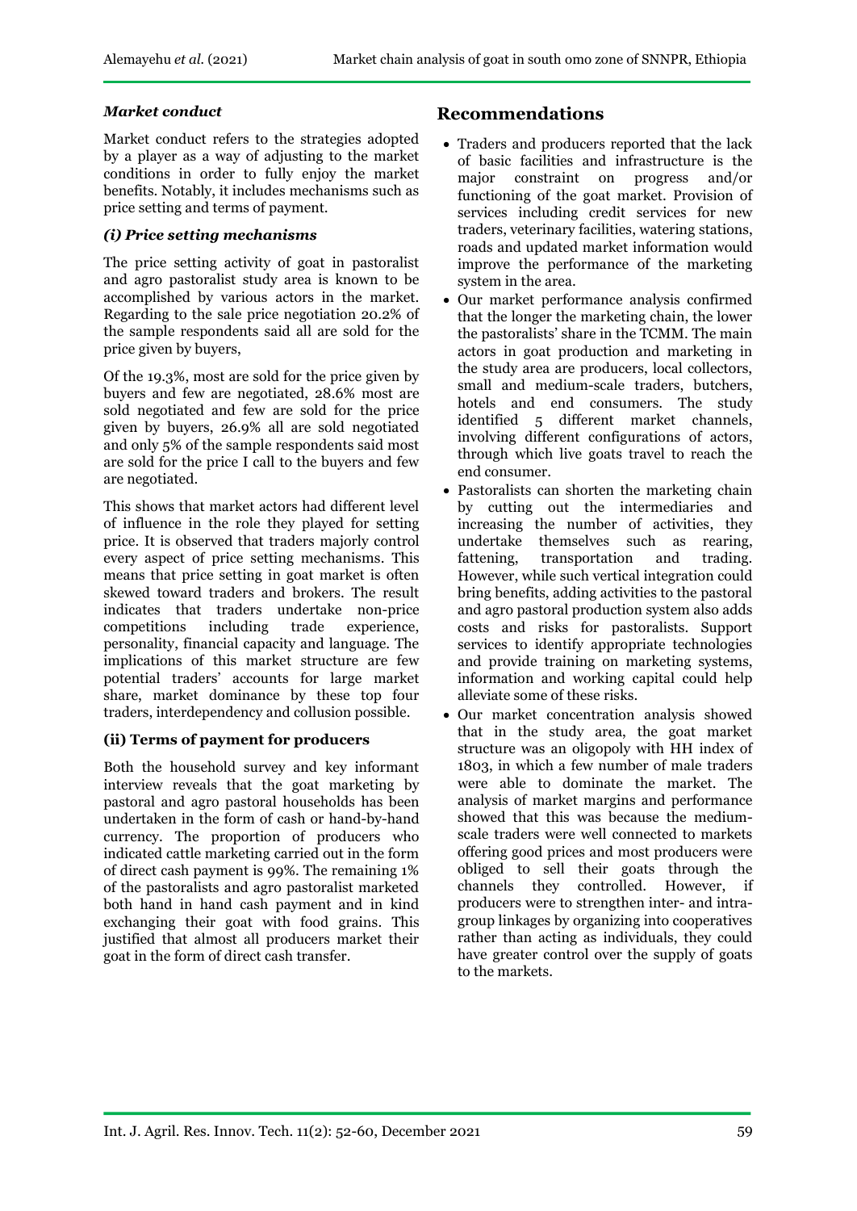### *Market conduct*

Market conduct refers to the strategies adopted by a player as a way of adjusting to the market conditions in order to fully enjoy the market benefits. Notably, it includes mechanisms such as price setting and terms of payment.

#### *(i) Price setting mechanisms*

The price setting activity of goat in pastoralist and agro pastoralist study area is known to be accomplished by various actors in the market. Regarding to the sale price negotiation 20.2% of the sample respondents said all are sold for the price given by buyers,

Of the 19.3%, most are sold for the price given by buyers and few are negotiated, 28.6% most are sold negotiated and few are sold for the price given by buyers, 26.9% all are sold negotiated and only 5% of the sample respondents said most are sold for the price I call to the buyers and few are negotiated.

This shows that market actors had different level of influence in the role they played for setting price. It is observed that traders majorly control every aspect of price setting mechanisms. This means that price setting in goat market is often skewed toward traders and brokers. The result indicates that traders undertake non-price competitions including trade experience, personality, financial capacity and language. The implications of this market structure are few potential traders' accounts for large market share, market dominance by these top four traders, interdependency and collusion possible.

#### **(ii) Terms of payment for producers**

Both the household survey and key informant interview reveals that the goat marketing by pastoral and agro pastoral households has been undertaken in the form of cash or hand-by-hand currency. The proportion of producers who indicated cattle marketing carried out in the form of direct cash payment is 99%. The remaining 1% of the pastoralists and agro pastoralist marketed both hand in hand cash payment and in kind exchanging their goat with food grains. This justified that almost all producers market their goat in the form of direct cash transfer.

## Recommendations

- Traders and producers reported that the lack of basic facilities and infrastructure is the major constraint on progress and/or functioning of the goat market. Provision of services including credit services for new traders, veterinary facilities, watering stations, roads and updated market information would improve the performance of the marketing system in the area.
- Our market performance analysis confirmed that the longer the marketing chain, the lower the pastoralists' share in the TCMM. The main actors in goat production and marketing in the study area are producers, local collectors, small and medium-scale traders, butchers, hotels and end consumers. The study identified 5 different market channels, involving different configurations of actors, through which live goats travel to reach the end consumer.
- Pastoralists can shorten the marketing chain by cutting out the intermediaries and increasing the number of activities, they undertake themselves such as rearing, fattening, transportation and trading. However, while such vertical integration could bring benefits, adding activities to the pastoral and agro pastoral production system also adds costs and risks for pastoralists. Support services to identify appropriate technologies and provide training on marketing systems, information and working capital could help alleviate some of these risks.
- Our market concentration analysis showed that in the study area, the goat market structure was an oligopoly with HH index of 1803, in which a few number of male traders were able to dominate the market. The analysis of market margins and performance showed that this was because the medium-scale traders were well connected to markets offering good prices and most producers were obliged to sell their goats through the channels they controlled. However, if producers were to strengthen inter- and intra-group linkages by organizing into cooperatives rather than acting as individuals, they could have greater control over the supply of goats to the markets.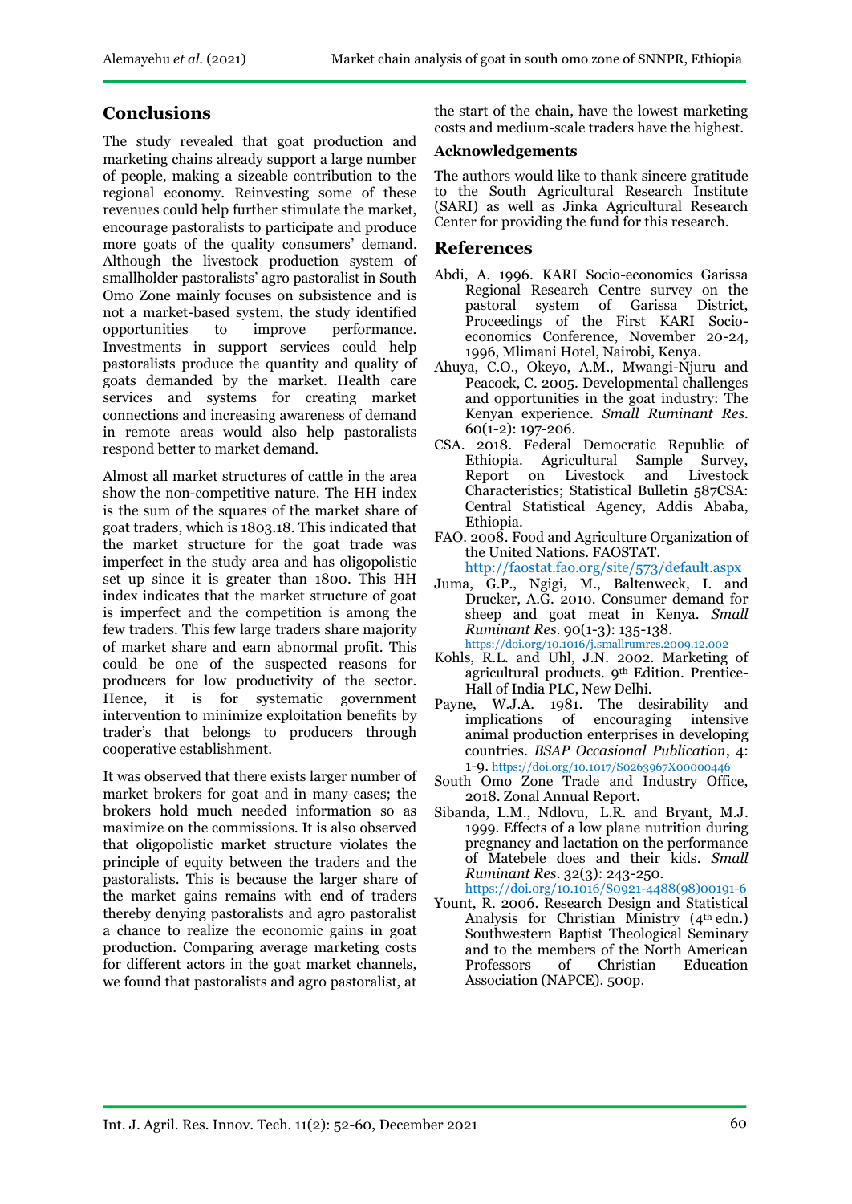## Conclusions

The study revealed that goat production and marketing chains already support a large number of people, making a sizeable contribution to the regional economy. Reinvesting some of these revenues could help further stimulate the market, encourage pastoralists to participate and produce more goats of the quality consumers' demand. Although the livestock production system of smallholder pastoralists' agro pastoralist in South Omo Zone mainly focuses on subsistence and is not a market-based system, the study identified opportunities to improve performance. Investments in support services could help pastoralists produce the quantity and quality of goats demanded by the market. Health care services and systems for creating market connections and increasing awareness of demand in remote areas would also help pastoralists respond better to market demand.

Almost all market structures of cattle in the area show the non-competitive nature. The HH index is the sum of the squares of the market share of goat traders, which is 1803.18. This indicated that the market structure for the goat trade was imperfect in the study area and has oligopolistic set up since it is greater than 1800. This HH index indicates that the market structure of goat is imperfect and the competition is among the few traders. This few large traders share majority of market share and earn abnormal profit. This could be one of the suspected reasons for producers for low productivity of the sector. Hence, it is for systematic government intervention to minimize exploitation benefits by trader's that belongs to producers through cooperative establishment.

It was observed that there exists larger number of market brokers for goat and in many cases; the brokers hold much needed information so as maximize on the commissions. It is also observed that oligopolistic market structure violates the principle of equity between the traders and the pastoralists. This is because the larger share of the market gains remains with end of traders thereby denying pastoralists and agro pastoralist a chance to realize the economic gains in goat production. Comparing average marketing costs for different actors in the goat market channels, we found that pastoralists and agro pastoralist, at the start of the chain, have the lowest marketing costs and medium-scale traders have the highest.

### Acknowledgements

The authors would like to thank sincere gratitude to the South Agricultural Research Institute (SARI) as well as Jinka Agricultural Research Center for providing the fund for this research.

## References

Abdi, A. 1996. KARI Socio-economics Garissa Regional Research Centre survey on the pastoral system of Garissa District, Proceedings of the First KARI Socio-economics Conference, November 20-24, 1996, Mlimani Hotel, Nairobi, Kenya.

Ahuya, C.O., Okeyo, A.M., Mwangi-Njuru and Peacock, C. 2005. Developmental challenges and opportunities in the goat industry: The Kenyan experience. *Small Ruminant Res.* 60(1-2): 197-206.

CSA. 2018. Federal Democratic Republic of Ethiopia. Agricultural Sample Survey, Report on Livestock and Livestock Characteristics; Statistical Bulletin 587CSA: Central Statistical Agency, Addis Ababa, Ethiopia.

FAO. 2008. Food and Agriculture Organization of the United Nations. FAOSTAT. http://faostat.fao.org/site/573/default.aspx

Juma, G.P., Ngigi, M., Baltenweck, I. and Drucker, A.G. 2010. Consumer demand for sheep and goat meat in Kenya. *Small Ruminant Res.* 90(1-3): 135-138. https://doi.org/10.1016/j.smallrumres.2009.12.002

Kohls, R.L. and Uhl, J.N. 2002. Marketing of agricultural products. 9th Edition. Prentice-Hall of India PLC, New Delhi.

Payne, W.J.A. 1981. The desirability and implications of encouraging intensive animal production enterprises in developing countries. *BSAP Occasional Publication*, 4: 1-9. https://doi.org/10.1017/S0263967X00000446

South Omo Zone Trade and Industry Office, 2018. Zonal Annual Report.

Sibanda, L.M., Ndlovu, L.R. and Bryant, M.J. 1999. Effects of a low plane nutrition during pregnancy and lactation on the performance of Matebele does and their kids. *Small Ruminant Res.* 32(3): 243-250. https://doi.org/10.1016/S0921-4488(98)00191-6

Yount, R. 2006. Research Design and Statistical Analysis for Christian Ministry (4th edn.) Southwestern Baptist Theological Seminary and to the members of the North American Professors of Christian Education Association (NAPCE). 500p.